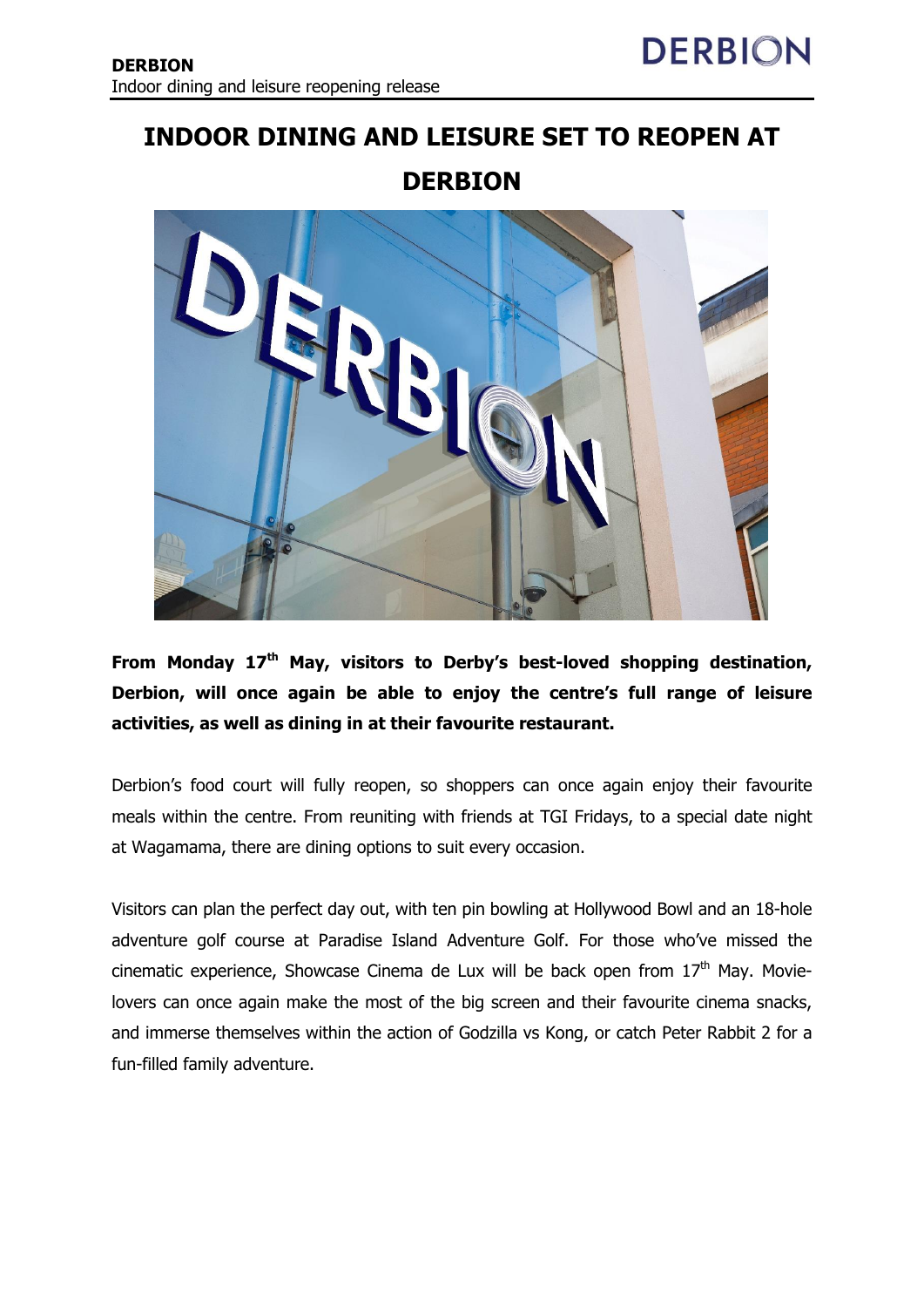# INDOOR DINING AND LEISURE SET TO REOPEN AT DERBION

**From Monday 17th May, visitors to Derby's best-loved shopping destination, Derbion, will once again be able to enjoy the centre's full range of leisure activities, as well as dining in at their favourite restaurant.**

Derbion's food court will fully reopen, so shoppers can once again enjoy their favourite meals within the centre. From reuniting with friends at TGI Fridays, to a special date night at Wagamama, there are dining options to suit every occasion.

Visitors can plan the perfect day out, with ten pin bowling at Hollywood Bowl and an 18-hole adventure golf course at Paradise Island Adventure Golf. For those who've missed the cinematic experience, Showcase Cinema de Lux will be back open from 17th May. Movie-lovers can once again make the most of the big screen and their favourite cinema snacks, and immerse themselves within the action of Godzilla vs Kong, or catch Peter Rabbit 2 for a fun-filled family adventure.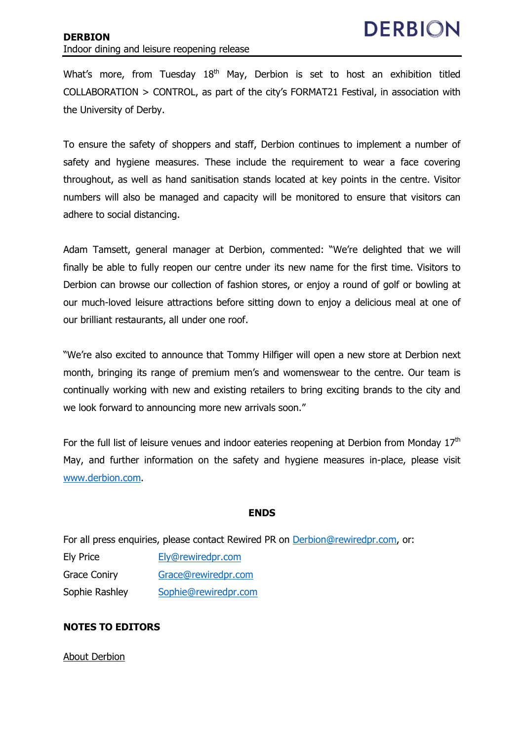What's more, from Tuesday 18th May, Derbion is set to host an exhibition titled COLLABORATION > CONTROL, as part of the city's FORMAT21 Festival, in association with the University of Derby.

To ensure the safety of shoppers and staff, Derbion continues to implement a number of safety and hygiene measures. These include the requirement to wear a face covering throughout, as well as hand sanitisation stands located at key points in the centre. Visitor numbers will also be managed and capacity will be monitored to ensure that visitors can adhere to social distancing.

Adam Tamsett, general manager at Derbion, commented: "We're delighted that we will finally be able to fully reopen our centre under its new name for the first time. Visitors to Derbion can browse our collection of fashion stores, or enjoy a round of golf or bowling at our much-loved leisure attractions before sitting down to enjoy a delicious meal at one of our brilliant restaurants, all under one roof.

"We're also excited to announce that Tommy Hilfiger will open a new store at Derbion next month, bringing its range of premium men's and womenswear to the centre. Our team is continually working with new and existing retailers to bring exciting brands to the city and we look forward to announcing more new arrivals soon."

For the full list of leisure venues and indoor eateries reopening at Derbion from Monday 17th May, and further information on the safety and hygiene measures in-place, please visit www.derbion.com.

**ENDS**

For all press enquiries, please contact Rewired PR on Derbion@rewiredpr.com, or:

| | |
|---|---|
| Ely Price | Ely@rewiredpr.com |
| Grace Coniry | Grace@rewiredpr.com |
| Sophie Rashley | Sophie@rewiredpr.com |

**NOTES TO EDITORS**

About Derbion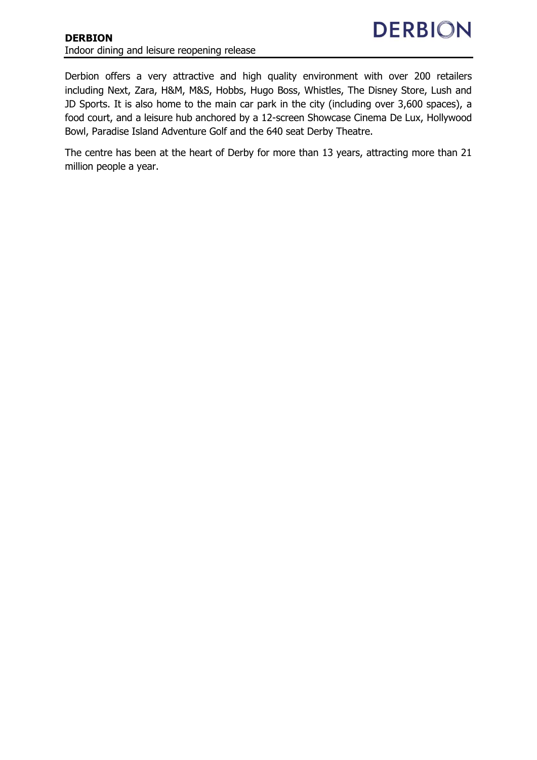Derbion offers a very attractive and high quality environment with over 200 retailers including Next, Zara, H&M, M&S, Hobbs, Hugo Boss, Whistles, The Disney Store, Lush and JD Sports. It is also home to the main car park in the city (including over 3,600 spaces), a food court, and a leisure hub anchored by a 12-screen Showcase Cinema De Lux, Hollywood Bowl, Paradise Island Adventure Golf and the 640 seat Derby Theatre.

The centre has been at the heart of Derby for more than 13 years, attracting more than 21 million people a year.